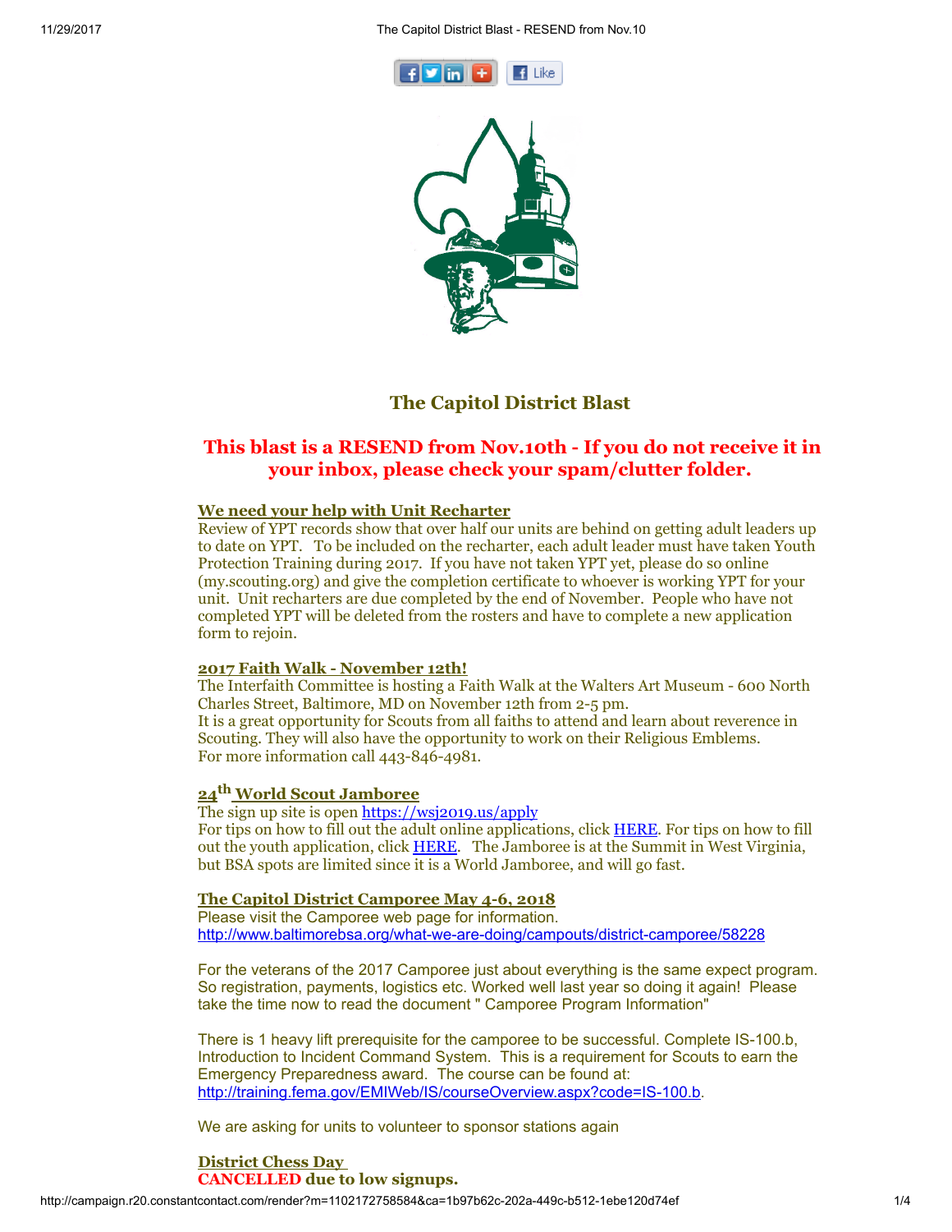# The Capitol District Blast

## This blast is a RESEND from Nov.10th - If you do not receive it in your inbox, please check your spam/clutter folder.

**We need your help with Unit Recharter**

Review of YPT records show that over half our units are behind on getting adult leaders up to date on YPT. To be included on the recharter, each adult leader must have taken Youth Protection Training during 2017. If you have not taken YPT yet, please do so online (my.scouting.org) and give the completion certificate to whoever is working YPT for your unit. Unit recharters are due completed by the end of November. People who have not completed YPT will be deleted from the rosters and have to complete a new application form to rejoin.

**2017 Faith Walk - November 12th!**

The Interfaith Committee is hosting a Faith Walk at the Walters Art Museum - 600 North Charles Street, Baltimore, MD on November 12th from 2-5 pm.
It is a great opportunity for Scouts from all faiths to attend and learn about reverence in Scouting. They will also have the opportunity to work on their Religious Emblems.
For more information call 443-846-4981.

**24th World Scout Jamboree**

The sign up site is open https://wsj2019.us/apply
For tips on how to fill out the adult online applications, click HERE. For tips on how to fill out the youth application, click HERE. The Jamboree is at the Summit in West Virginia, but BSA spots are limited since it is a World Jamboree, and will go fast.

**The Capitol District Camporee May 4-6, 2018**

Please visit the Camporee web page for information.
http://www.baltimorebsa.org/what-we-are-doing/campouts/district-camporee/58228

For the veterans of the 2017 Camporee just about everything is the same expect program. So registration, payments, logistics etc. Worked well last year so doing it again! Please take the time now to read the document " Camporee Program Information"

There is 1 heavy lift prerequisite for the camporee to be successful. Complete IS-100.b, Introduction to Incident Command System. This is a requirement for Scouts to earn the Emergency Preparedness award. The course can be found at: http://training.fema.gov/EMIWeb/IS/courseOverview.aspx?code=IS-100.b.

We are asking for units to volunteer to sponsor stations again

**District Chess Day**

**CANCELLED due to low signups.**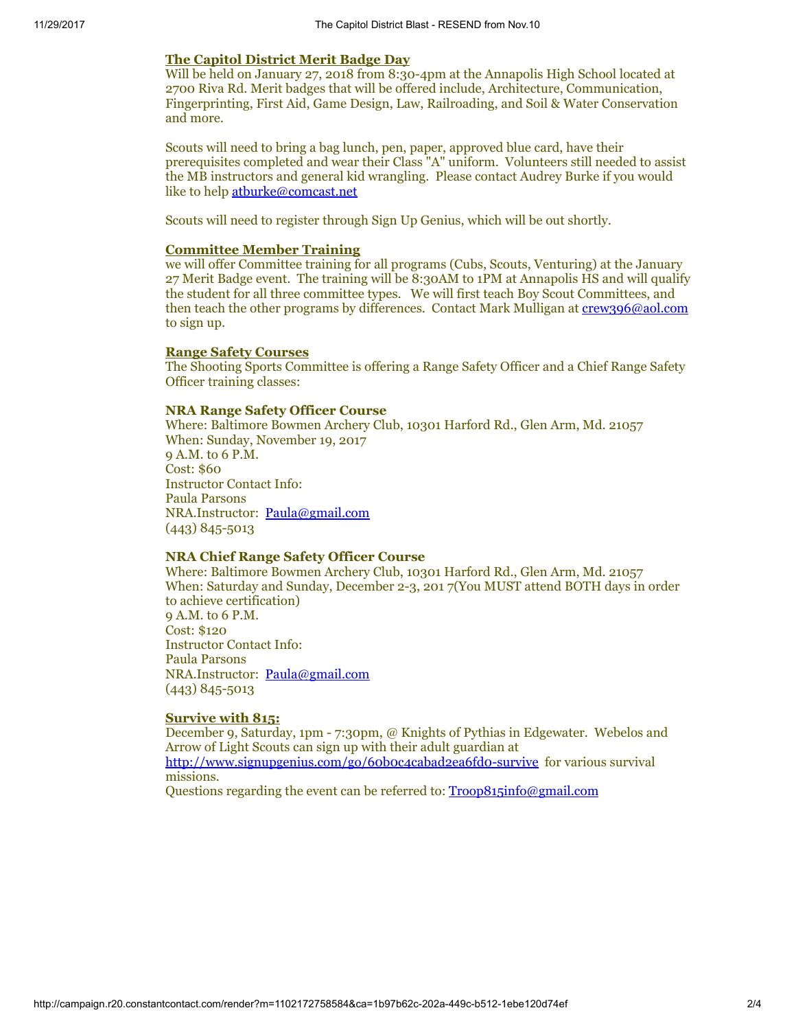## The Capitol District Merit Badge Day

Will be held on January 27, 2018 from 8:30-4pm at the Annapolis High School located at 2700 Riva Rd. Merit badges that will be offered include, Architecture, Communication, Fingerprinting, First Aid, Game Design, Law, Railroading, and Soil & Water Conservation and more.

Scouts will need to bring a bag lunch, pen, paper, approved blue card, have their prerequisites completed and wear their Class "A" uniform. Volunteers still needed to assist the MB instructors and general kid wrangling. Please contact Audrey Burke if you would like to help atburke@comcast.net

Scouts will need to register through Sign Up Genius, which will be out shortly.

## Committee Member Training

we will offer Committee training for all programs (Cubs, Scouts, Venturing) at the January 27 Merit Badge event. The training will be 8:30AM to 1PM at Annapolis HS and will qualify the student for all three committee types. We will first teach Boy Scout Committees, and then teach the other programs by differences. Contact Mark Mulligan at crew396@aol.com to sign up.

## Range Safety Courses

The Shooting Sports Committee is offering a Range Safety Officer and a Chief Range Safety Officer training classes:

### NRA Range Safety Officer Course

Where: Baltimore Bowmen Archery Club, 10301 Harford Rd., Glen Arm, Md. 21057
When: Sunday, November 19, 2017
9 A.M. to 6 P.M.
Cost: $60
Instructor Contact Info:
Paula Parsons
NRA.Instructor: Paula@gmail.com
(443) 845-5013

### NRA Chief Range Safety Officer Course

Where: Baltimore Bowmen Archery Club, 10301 Harford Rd., Glen Arm, Md. 21057
When: Saturday and Sunday, December 2-3, 201 7(You MUST attend BOTH days in order to achieve certification)
9 A.M. to 6 P.M.
Cost: $120
Instructor Contact Info:
Paula Parsons
NRA.Instructor: Paula@gmail.com
(443) 845-5013

## Survive with 815:

December 9, Saturday, 1pm - 7:30pm, @ Knights of Pythias in Edgewater. Webelos and Arrow of Light Scouts can sign up with their adult guardian at http://www.signupgenius.com/go/60b0c4cabad2ea6fd0-survive for various survival missions.
Questions regarding the event can be referred to: Troop815info@gmail.com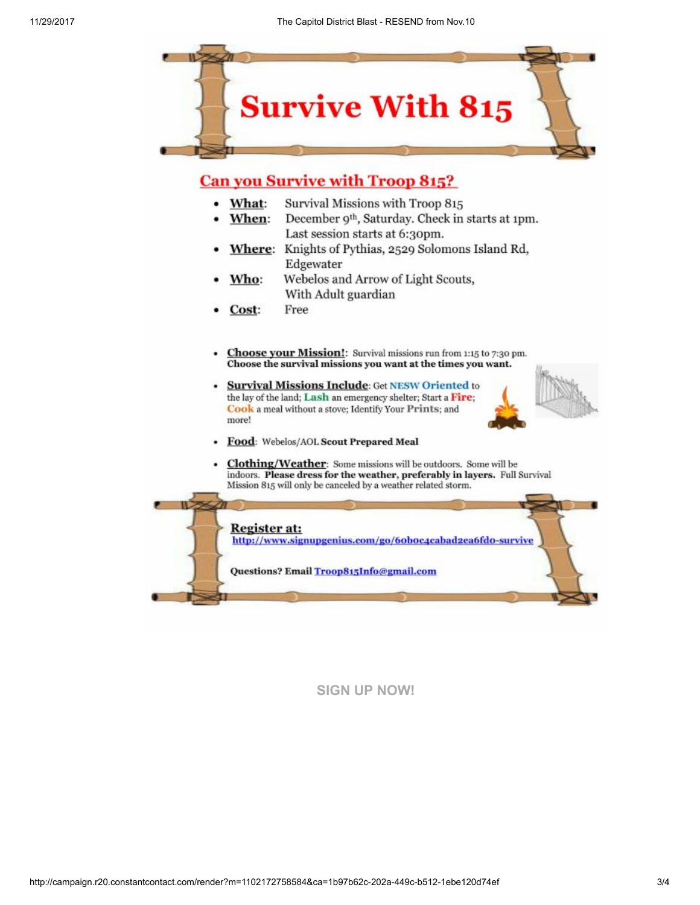# Survive With 815

## Can you Survive with Troop 815?

- **What**: Survival Missions with Troop 815
- **When**: December 9th, Saturday. Check in starts at 1pm. Last session starts at 6:30pm.
- **Where**: Knights of Pythias, 2529 Solomons Island Rd, Edgewater
- **Who**: Webelos and Arrow of Light Scouts, With Adult guardian
- **Cost**: Free

- **Choose your Mission!**: Survival missions run from 1:15 to 7:30 pm. **Choose the survival missions you want at the times you want.**
- **Survival Missions Include**: Get NESW Oriented to the lay of the land; Lash an emergency shelter; Start a Fire; Cook a meal without a stove; Identify Your Prints; and more!
- **Food**: Webelos/AOL **Scout Prepared Meal**
- **Clothing/Weather**: Some missions will be outdoors. Some will be indoors. **Please dress for the weather, preferably in layers.** Full Survival Mission 815 will only be canceled by a weather related storm.

**Register at:**
http://www.signupgenius.com/go/60b0c4cabad2ea6fd0-survive

**Questions? Email** Troop815Info@gmail.com

SIGN UP NOW!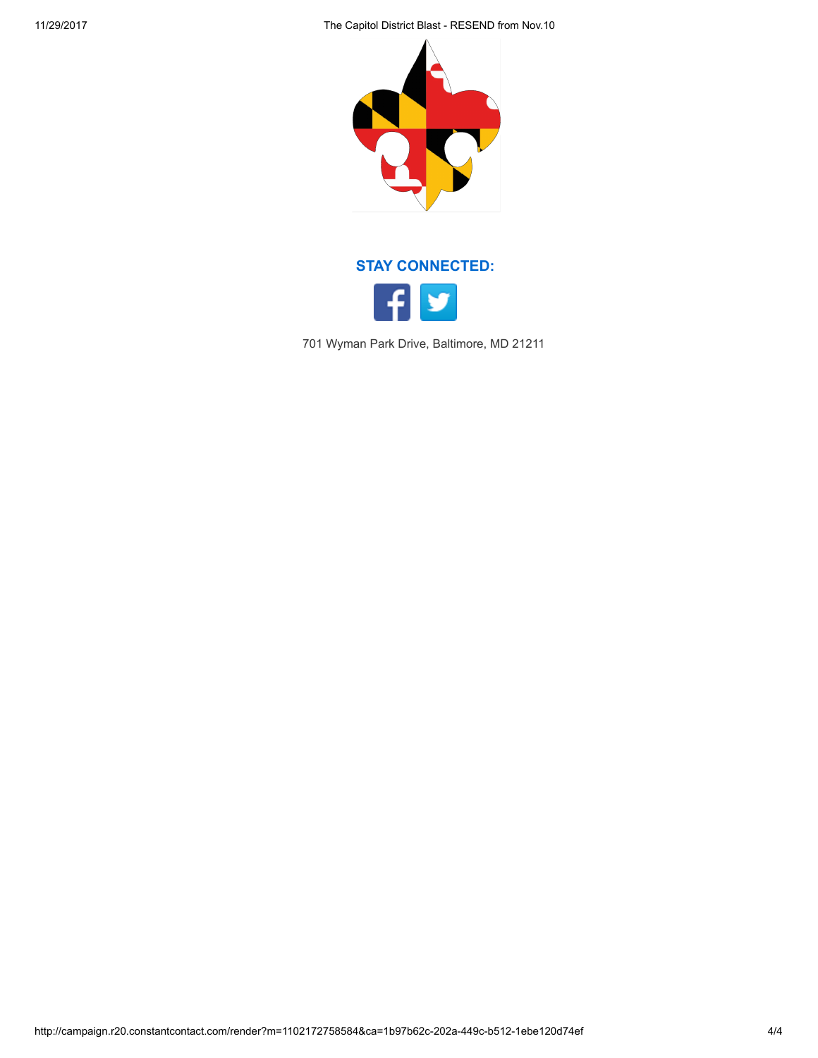**STAY CONNECTED:**

701 Wyman Park Drive, Baltimore, MD 21211